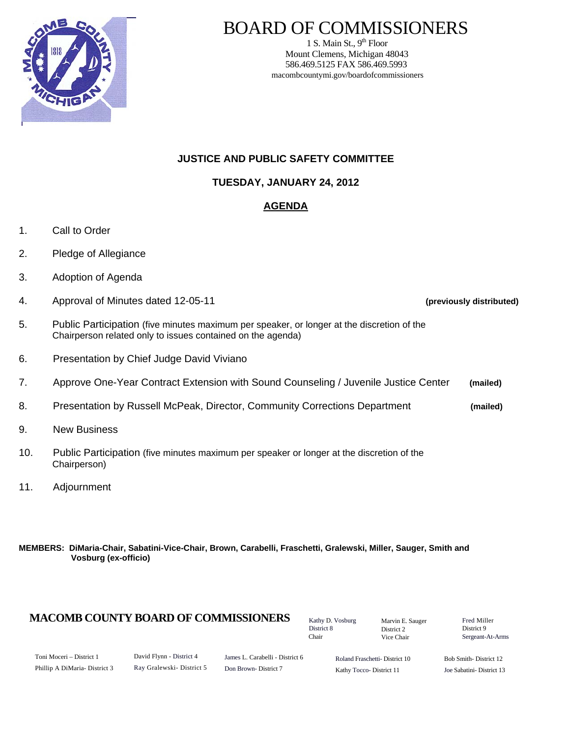# BOARD OF COMMISSIONERS

1 S. Main St., 9th Floor
Mount Clemens, Michigan 48043
586.469.5125 FAX 586.469.5993
macombcountymi.gov/boardofcommissioners

## JUSTICE AND PUBLIC SAFETY COMMITTEE

### TUESDAY, JANUARY 24, 2012

### AGENDA

1. Call to Order
2. Pledge of Allegiance
3. Adoption of Agenda
4. Approval of Minutes dated 12-05-11 **(previously distributed)**
5. Public Participation (five minutes maximum per speaker, or longer at the discretion of the Chairperson related only to issues contained on the agenda)
6. Presentation by Chief Judge David Viviano
7. Approve One-Year Contract Extension with Sound Counseling / Juvenile Justice Center **(mailed)**
8. Presentation by Russell McPeak, Director, Community Corrections Department **(mailed)**
9. New Business
10. Public Participation (five minutes maximum per speaker or longer at the discretion of the Chairperson)
11. Adjournment

**MEMBERS: DiMaria-Chair, Sabatini-Vice-Chair, Brown, Carabelli, Fraschetti, Gralewski, Miller, Sauger, Smith and Vosburg (ex-officio)**

**MACOMB COUNTY BOARD OF COMMISSIONERS**

Kathy D. Vosburg, District 8, Chair
Marvin E. Sauger, District 2, Vice Chair
Fred Miller, District 9, Sergeant-At-Arms

Toni Moceri – District 1
Phillip A DiMaria- District 3
David Flynn - District 4
Ray Gralewski- District 5
James L. Carabelli - District 6
Don Brown- District 7
Roland Fraschetti- District 10
Kathy Tocco- District 11
Bob Smith- District 12
Joe Sabatini- District 13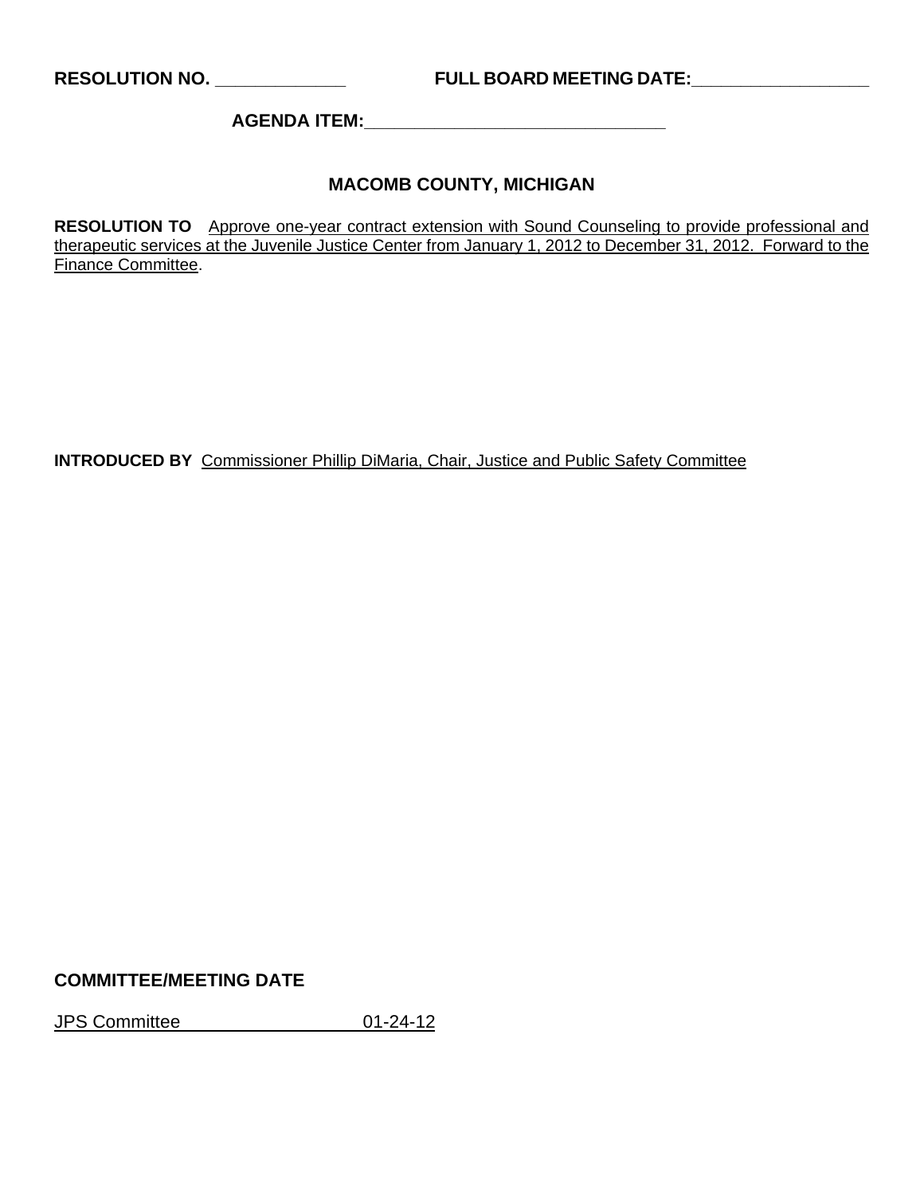**RESOLUTION NO.** _____________ **FULL BOARD MEETING DATE:**__________________

**AGENDA ITEM:**_______________________________

## MACOMB COUNTY, MICHIGAN

**RESOLUTION TO** Approve one-year contract extension with Sound Counseling to provide professional and therapeutic services at the Juvenile Justice Center from January 1, 2012 to December 31, 2012. Forward to the Finance Committee.

**INTRODUCED BY** Commissioner Phillip DiMaria, Chair, Justice and Public Safety Committee

**COMMITTEE/MEETING DATE**

JPS Committee 01-24-12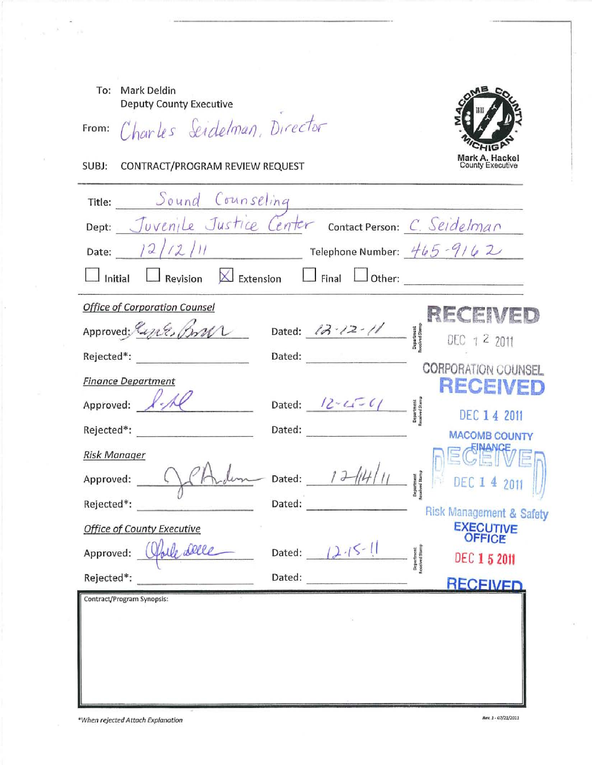To: Mark Deldin
Deputy County Executive

From: Charles Seidelman, Director

SUBJ: CONTRACT/PROGRAM REVIEW REQUEST

Mark A. Hackel
County Executive

---

Title: Sound Counseling

Dept: Juvenile Justice Center    Contact Person: C. Seidelman

Date: 12/12/11    Telephone Number: 465-9162

☐ Initial ☐ Revision ☒ Extension ☐ Final ☐ Other: ______

---

*Office of Corporation Counsel*

Approved: [signature]    Dated: 12-12-11

Rejected*: ______    Dated: ______

RECEIVED
DEC 12 2011
CORPORATION COUNSEL

*Finance Department*

Approved: [signature]    Dated: 12-15-11

Rejected*: ______    Dated: ______

RECEIVED
DEC 14 2011
MACOMB COUNTY
FINANCE

*Risk Manager*

Approved: [signature]    Dated: 12/14/11

Rejected*: ______    Dated: ______

RECEIVED
DEC 14 2011
Risk Management & Safety

*Office of County Executive*

Approved: [signature]    Dated: 12-15-11

Rejected*: ______    Dated: ______

EXECUTIVE OFFICE
DEC 15 2011
RECEIVED

Contract/Program Synopsis:

*When rejected Attach Explanation

Rev. 1 - 07/21/2011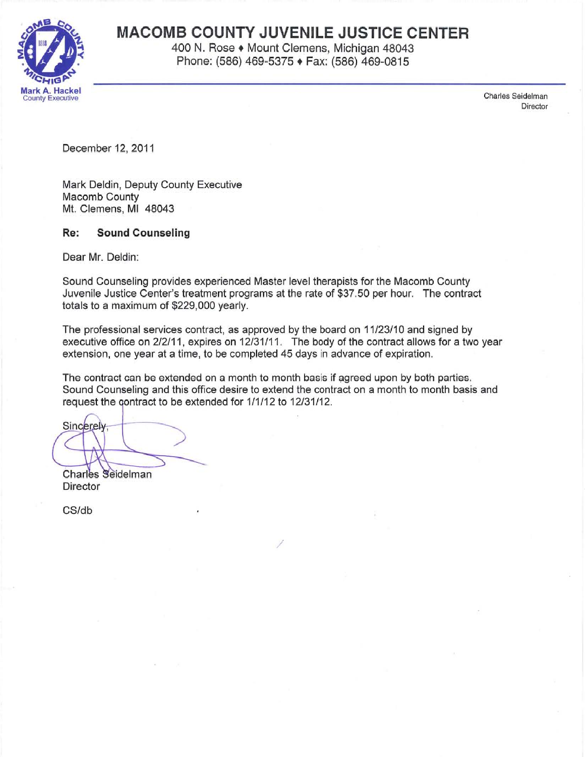# MACOMB COUNTY JUVENILE JUSTICE CENTER

400 N. Rose ♦ Mount Clemens, Michigan 48043
Phone: (586) 469-5375 ♦ Fax: (586) 469-0815

Mark A. Hackel
County Executive

Charles Seidelman
Director

December 12, 2011

Mark Deldin, Deputy County Executive
Macomb County
Mt. Clemens, MI 48043

**Re: Sound Counseling**

Dear Mr. Deldin:

Sound Counseling provides experienced Master level therapists for the Macomb County Juvenile Justice Center's treatment programs at the rate of $37.50 per hour. The contract totals to a maximum of $229,000 yearly.

The professional services contract, as approved by the board on 11/23/10 and signed by executive office on 2/2/11, expires on 12/31/11. The body of the contract allows for a two year extension, one year at a time, to be completed 45 days in advance of expiration.

The contract can be extended on a month to month basis if agreed upon by both parties. Sound Counseling and this office desire to extend the contract on a month to month basis and request the contract to be extended for 1/1/12 to 12/31/12.

Sincerely,

Charles Seidelman
Director

CS/db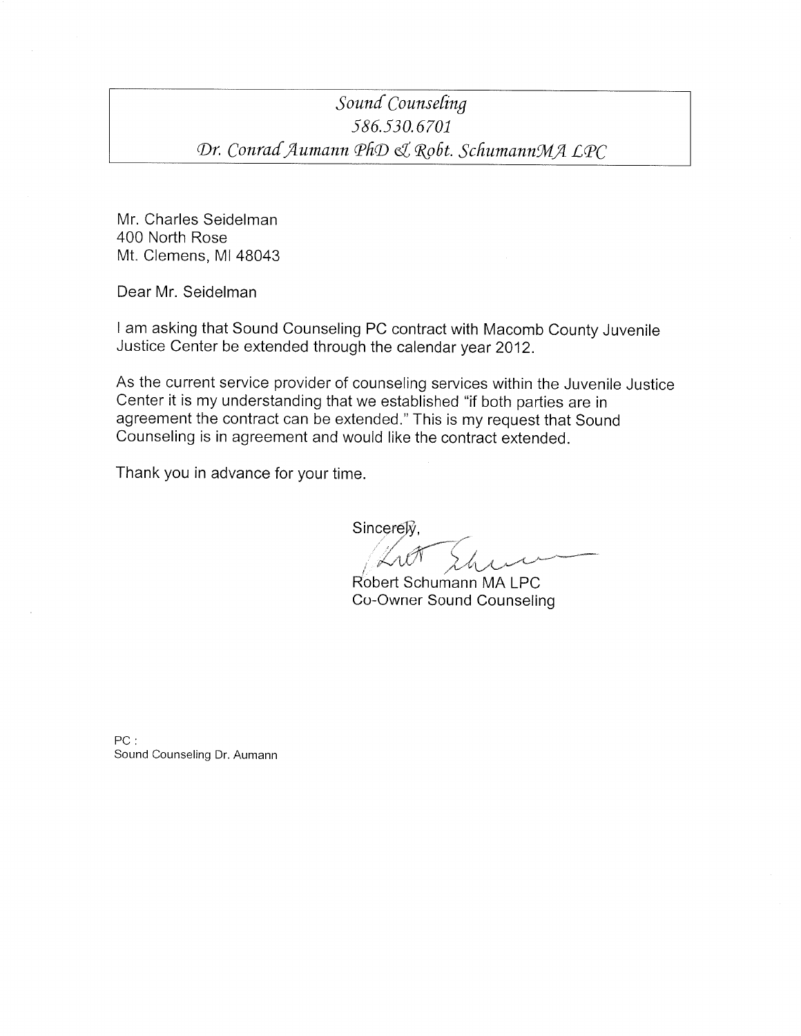*Sound Counseling*
*586.530.6701*
*Dr. Conrad Aumann PhD & Robt. Schumann MA LPC*

Mr. Charles Seidelman
400 North Rose
Mt. Clemens, MI 48043

Dear Mr. Seidelman

I am asking that Sound Counseling PC contract with Macomb County Juvenile Justice Center be extended through the calendar year 2012.

As the current service provider of counseling services within the Juvenile Justice Center it is my understanding that we established "if both parties are in agreement the contract can be extended." This is my request that Sound Counseling is in agreement and would like the contract extended.

Thank you in advance for your time.

Sincerely,

Robert Schumann MA LPC
Co-Owner Sound Counseling

PC :
Sound Counseling Dr. Aumann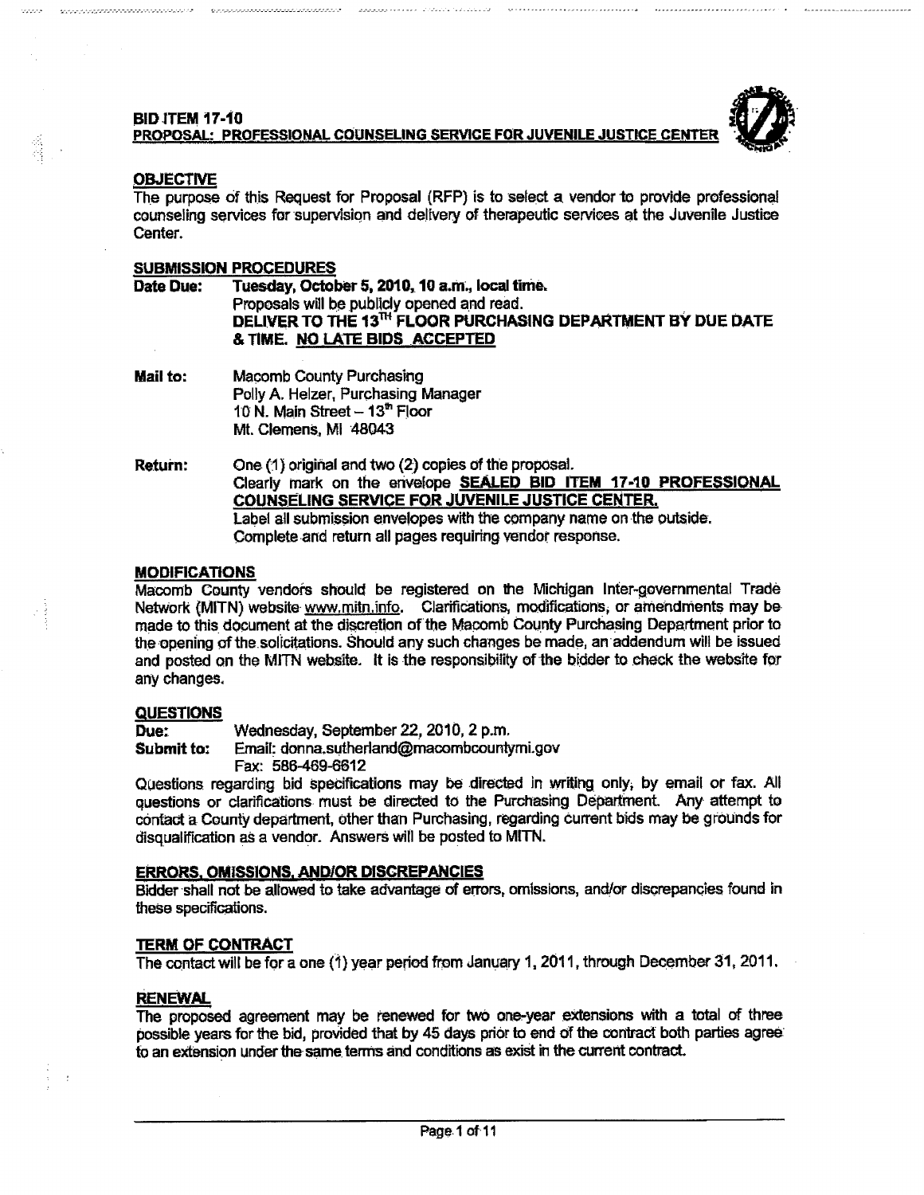**BID ITEM 17-10**
**PROPOSAL: PROFESSIONAL COUNSELING SERVICE FOR JUVENILE JUSTICE CENTER**

## OBJECTIVE

The purpose of this Request for Proposal (RFP) is to select a vendor to provide professional counseling services for supervision and delivery of therapeutic services at the Juvenile Justice Center.

## SUBMISSION PROCEDURES

**Date Due:** **Tuesday, October 5, 2010, 10 a.m., local time.**
Proposals will be publicly opened and read.
**DELIVER TO THE 13TH FLOOR PURCHASING DEPARTMENT BY DUE DATE & TIME. NO LATE BIDS ACCEPTED**

**Mail to:** Macomb County Purchasing
Polly A. Helzer, Purchasing Manager
10 N. Main Street – 13th Floor
Mt. Clemens, MI 48043

**Return:** One (1) original and two (2) copies of the proposal.
Clearly mark on the envelope **SEALED BID ITEM 17-10 PROFESSIONAL COUNSELING SERVICE FOR JUVENILE JUSTICE CENTER.**
Label all submission envelopes with the company name on the outside.
Complete and return all pages requiring vendor response.

## MODIFICATIONS

Macomb County vendors should be registered on the Michigan Inter-governmental Trade Network (MITN) website www.mitn.info. Clarifications, modifications, or amendments may be made to this document at the discretion of the Macomb County Purchasing Department prior to the opening of the solicitations. Should any such changes be made, an addendum will be issued and posted on the MITN website. It is the responsibility of the bidder to check the website for any changes.

## QUESTIONS

**Due:** Wednesday, September 22, 2010, 2 p.m.
**Submit to:** Email: donna.sutherland@macombcountymi.gov
Fax: 586-469-6612

Questions regarding bid specifications may be directed in writing only, by email or fax. All questions or clarifications must be directed to the Purchasing Department. Any attempt to contact a County department, other than Purchasing, regarding current bids may be grounds for disqualification as a vendor. Answers will be posted to MITN.

## ERRORS, OMISSIONS, AND/OR DISCREPANCIES

Bidder shall not be allowed to take advantage of errors, omissions, and/or discrepancies found in these specifications.

## TERM OF CONTRACT

The contact will be for a one (1) year period from January 1, 2011, through December 31, 2011.

## RENEWAL

The proposed agreement may be renewed for two one-year extensions with a total of three possible years for the bid, provided that by 45 days prior to end of the contract both parties agree to an extension under the same terms and conditions as exist in the current contract.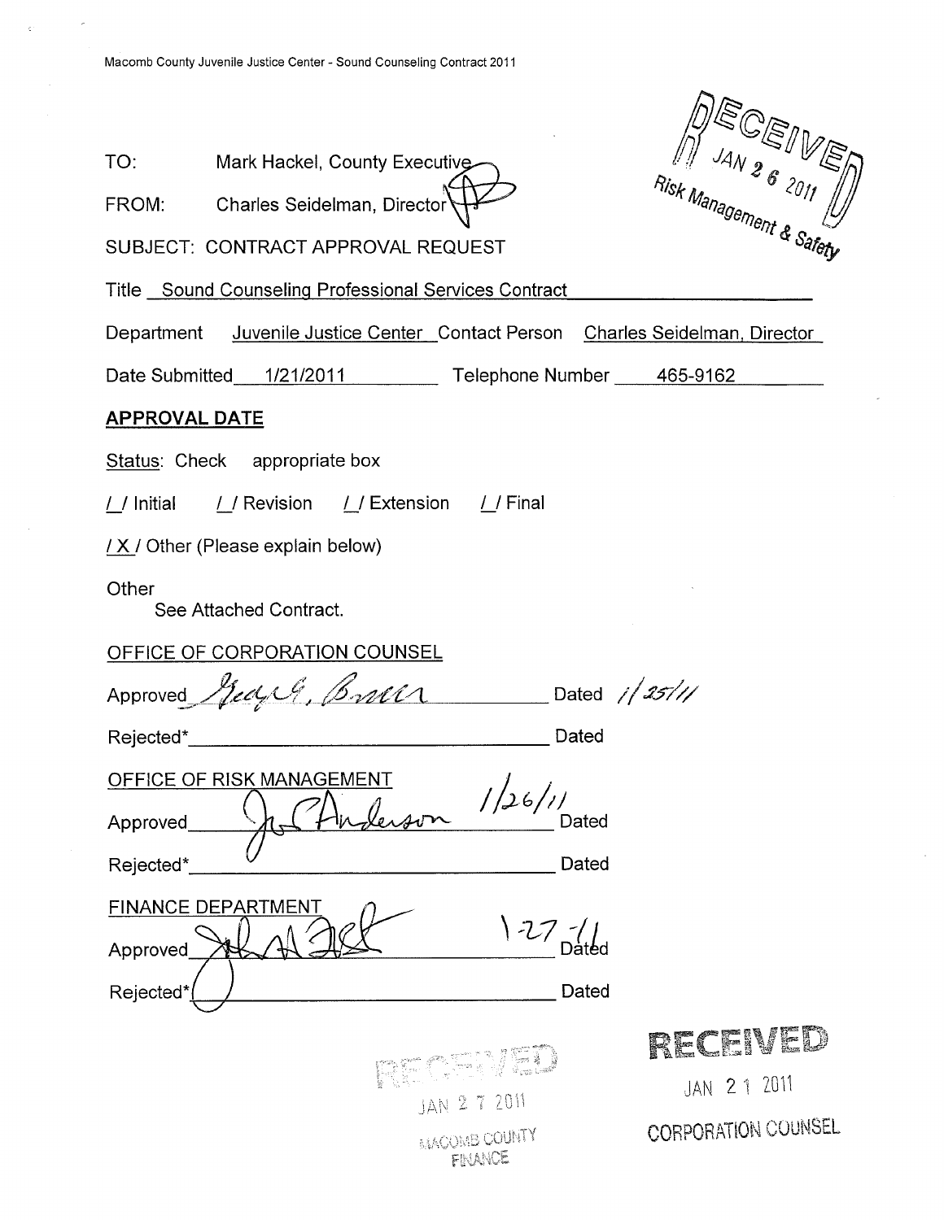Macomb County Juvenile Justice Center - Sound Counseling Contract 2011

RECEIVED
JAN 26 2011
Risk Management & Safety

TO: Mark Hackel, County Executive

FROM: Charles Seidelman, Director

SUBJECT: CONTRACT APPROVAL REQUEST

Title Sound Counseling Professional Services Contract

Department Juvenile Justice Center Contact Person Charles Seidelman, Director

Date Submitted 1/21/2011 Telephone Number 465-9162

**APPROVAL DATE**

Status: Check appropriate box

/ / Initial / / Revision / / Extension / / Final

/ X / Other (Please explain below)

Other
See Attached Contract.

OFFICE OF CORPORATION COUNSEL

Approved *George E. Brown* Dated *1/25/11*

Rejected* ______________________ Dated

OFFICE OF RISK MANAGEMENT

Approved *J. C. Anderson* *1/26/11* Dated

Rejected* ______________________ Dated

FINANCE DEPARTMENT

Approved *[signature]* *1-27-11* Dated

Rejected* ______________________ Dated

RECEIVED
JAN 27 2011
MACOMB COUNTY
FINANCE

RECEIVED
JAN 21 2011
CORPORATION COUNSEL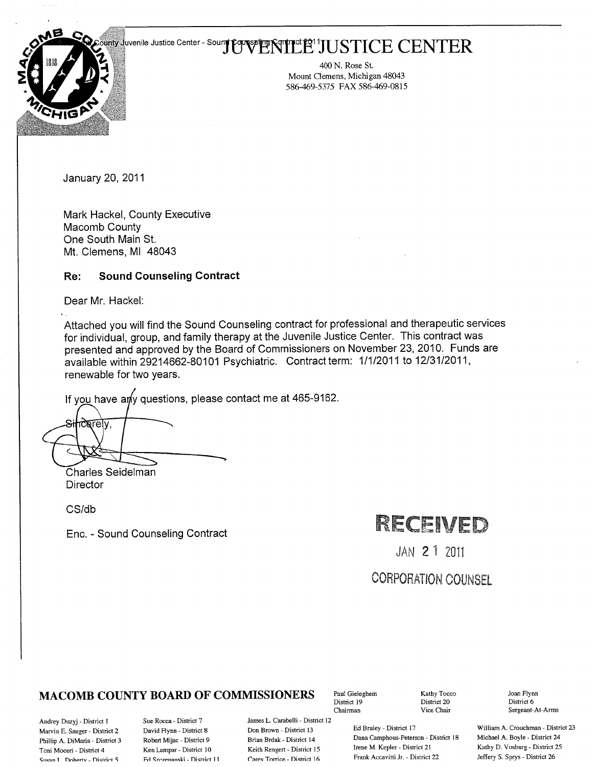# JUVENILE JUSTICE CENTER

400 N. Rose St.
Mount Clemens, Michigan 48043
586-469-5375 FAX 586-469-0815

January 20, 2011

Mark Hackel, County Executive
Macomb County
One South Main St.
Mt. Clemens, MI 48043

**Re: Sound Counseling Contract**

Dear Mr. Hackel:

Attached you will find the Sound Counseling contract for professional and therapeutic services for individual, group, and family therapy at the Juvenile Justice Center. This contract was presented and approved by the Board of Commissioners on November 23, 2010. Funds are available within 29214662-80101 Psychiatric. Contract term: 1/1/2011 to 12/31/2011, renewable for two years.

If you have any questions, please contact me at 465-9162.

Sincerely,

Charles Seidelman
Director

CS/db

Enc. - Sound Counseling Contract

RECEIVED
JAN 21 2011
CORPORATION COUNSEL

## MACOMB COUNTY BOARD OF COMMISSIONERS

Paul Gieleghem, District 19, Chairman
Kathy Tocco, District 20, Vice Chair
Joan Flynn, District 6, Sergeant-At-Arms

Andrey Duzyj - District 1
Marvin E. Sauger - District 2
Phillip A. DiMaria - District 3
Toni Moceri - District 4
Susan L. Doherty - District 5
Sue Rocca - District 7
David Flynn - District 8
Robert Mijac - District 9
Ken Lampar - District 10
Ed Szczepanski - District 11
James L. Carabelli - District 12
Don Brown - District 13
Brian Brdak - District 14
Keith Rengert - District 15
Carey Torrice - District 16
Ed Bruley - District 17
Dana Camphous-Peterson - District 18
Irene M. Kepler - District 21
Frank Accavitti Jr. - District 22
William A. Crouchman - District 23
Michael A. Boyle - District 24
Kathy D. Vosburg - District 25
Jeffery S. Sprys - District 26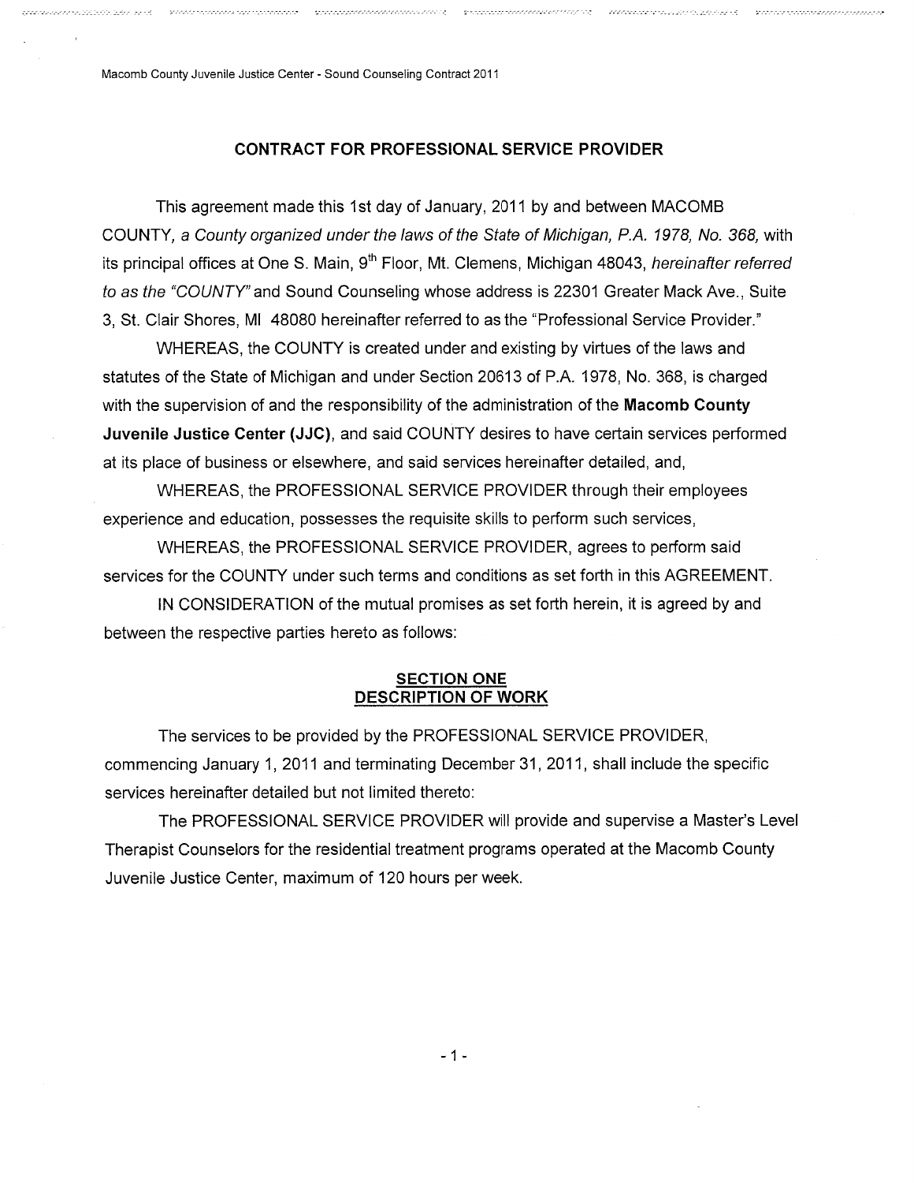# CONTRACT FOR PROFESSIONAL SERVICE PROVIDER

This agreement made this 1st day of January, 2011 by and between MACOMB COUNTY, *a County organized under the laws of the State of Michigan, P.A. 1978, No. 368,* with its principal offices at One S. Main, 9th Floor, Mt. Clemens, Michigan 48043, *hereinafter referred to as the "COUNTY"* and Sound Counseling whose address is 22301 Greater Mack Ave., Suite 3, St. Clair Shores, MI 48080 hereinafter referred to as the "Professional Service Provider."

WHEREAS, the COUNTY is created under and existing by virtues of the laws and statutes of the State of Michigan and under Section 20613 of P.A. 1978, No. 368, is charged with the supervision of and the responsibility of the administration of the **Macomb County Juvenile Justice Center (JJC)**, and said COUNTY desires to have certain services performed at its place of business or elsewhere, and said services hereinafter detailed, and,

WHEREAS, the PROFESSIONAL SERVICE PROVIDER through their employees experience and education, possesses the requisite skills to perform such services,

WHEREAS, the PROFESSIONAL SERVICE PROVIDER, agrees to perform said services for the COUNTY under such terms and conditions as set forth in this AGREEMENT.

IN CONSIDERATION of the mutual promises as set forth herein, it is agreed by and between the respective parties hereto as follows:

## SECTION ONE
## DESCRIPTION OF WORK

The services to be provided by the PROFESSIONAL SERVICE PROVIDER, commencing January 1, 2011 and terminating December 31, 2011, shall include the specific services hereinafter detailed but not limited thereto:

The PROFESSIONAL SERVICE PROVIDER will provide and supervise a Master's Level Therapist Counselors for the residential treatment programs operated at the Macomb County Juvenile Justice Center, maximum of 120 hours per week.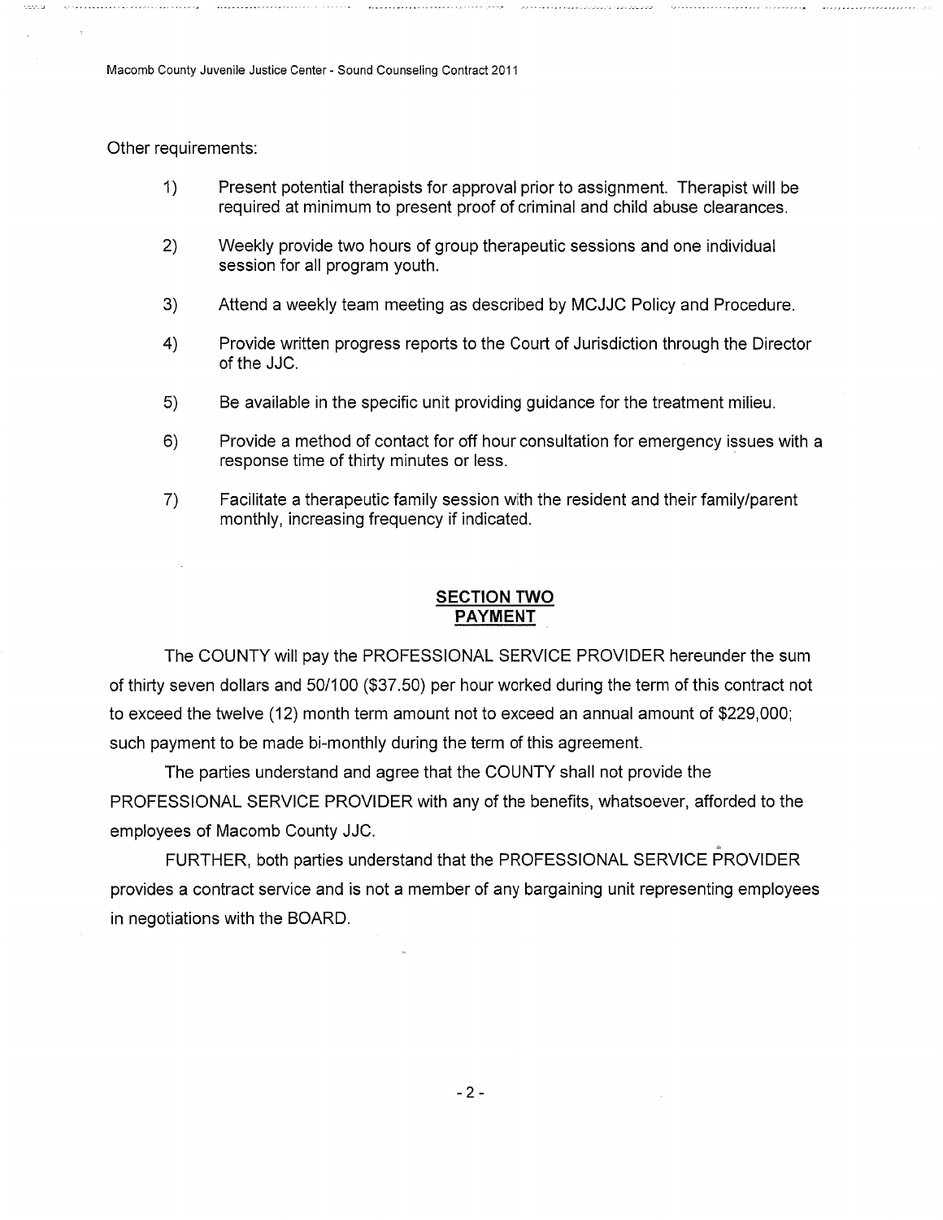Other requirements:

1) Present potential therapists for approval prior to assignment. Therapist will be required at minimum to present proof of criminal and child abuse clearances.

2) Weekly provide two hours of group therapeutic sessions and one individual session for all program youth.

3) Attend a weekly team meeting as described by MCJJC Policy and Procedure.

4) Provide written progress reports to the Court of Jurisdiction through the Director of the JJC.

5) Be available in the specific unit providing guidance for the treatment milieu.

6) Provide a method of contact for off hour consultation for emergency issues with a response time of thirty minutes or less.

7) Facilitate a therapeutic family session with the resident and their family/parent monthly, increasing frequency if indicated.

## SECTION TWO
## PAYMENT

The COUNTY will pay the PROFESSIONAL SERVICE PROVIDER hereunder the sum of thirty seven dollars and 50/100 ($37.50) per hour worked during the term of this contract not to exceed the twelve (12) month term amount not to exceed an annual amount of $229,000; such payment to be made bi-monthly during the term of this agreement.

The parties understand and agree that the COUNTY shall not provide the PROFESSIONAL SERVICE PROVIDER with any of the benefits, whatsoever, afforded to the employees of Macomb County JJC.

FURTHER, both parties understand that the PROFESSIONAL SERVICE PROVIDER provides a contract service and is not a member of any bargaining unit representing employees in negotiations with the BOARD.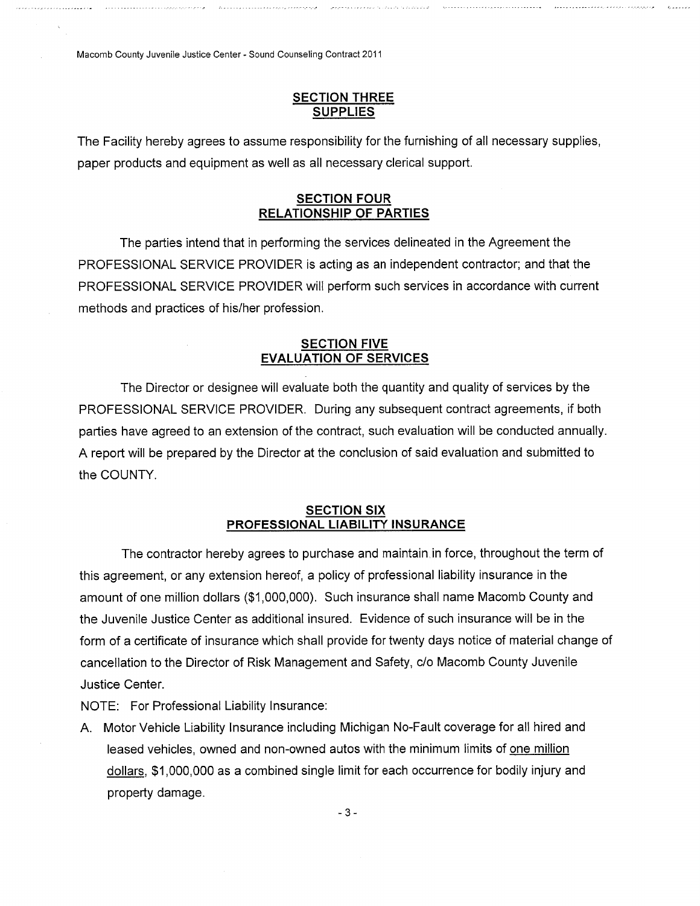## SECTION THREE
## SUPPLIES

The Facility hereby agrees to assume responsibility for the furnishing of all necessary supplies, paper products and equipment as well as all necessary clerical support.

## SECTION FOUR
## RELATIONSHIP OF PARTIES

The parties intend that in performing the services delineated in the Agreement the PROFESSIONAL SERVICE PROVIDER is acting as an independent contractor; and that the PROFESSIONAL SERVICE PROVIDER will perform such services in accordance with current methods and practices of his/her profession.

## SECTION FIVE
## EVALUATION OF SERVICES

The Director or designee will evaluate both the quantity and quality of services by the PROFESSIONAL SERVICE PROVIDER. During any subsequent contract agreements, if both parties have agreed to an extension of the contract, such evaluation will be conducted annually. A report will be prepared by the Director at the conclusion of said evaluation and submitted to the COUNTY.

## SECTION SIX
## PROFESSIONAL LIABILITY INSURANCE

The contractor hereby agrees to purchase and maintain in force, throughout the term of this agreement, or any extension hereof, a policy of professional liability insurance in the amount of one million dollars ($1,000,000). Such insurance shall name Macomb County and the Juvenile Justice Center as additional insured. Evidence of such insurance will be in the form of a certificate of insurance which shall provide for twenty days notice of material change of cancellation to the Director of Risk Management and Safety, c/o Macomb County Juvenile Justice Center.

NOTE: For Professional Liability Insurance:

A. Motor Vehicle Liability Insurance including Michigan No-Fault coverage for all hired and leased vehicles, owned and non-owned autos with the minimum limits of one million dollars, $1,000,000 as a combined single limit for each occurrence for bodily injury and property damage.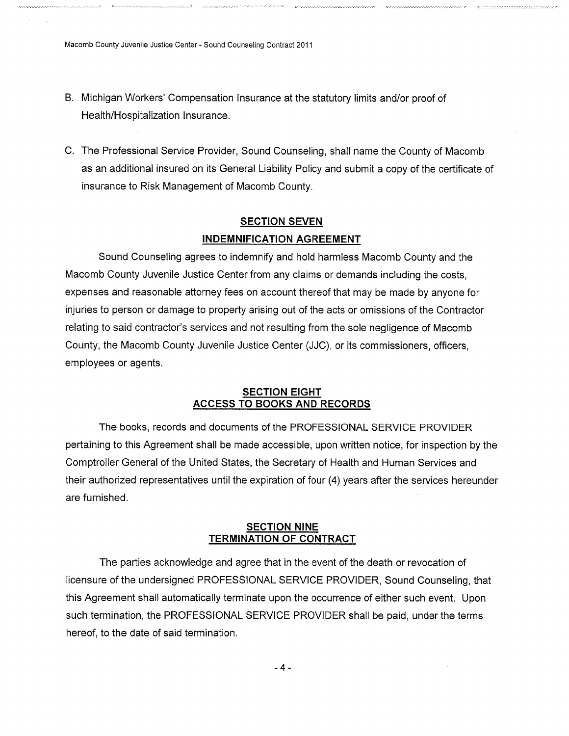B. Michigan Workers' Compensation Insurance at the statutory limits and/or proof of Health/Hospitalization Insurance.

C. The Professional Service Provider, Sound Counseling, shall name the County of Macomb as an additional insured on its General Liability Policy and submit a copy of the certificate of insurance to Risk Management of Macomb County.

## SECTION SEVEN
## INDEMNIFICATION AGREEMENT

Sound Counseling agrees to indemnify and hold harmless Macomb County and the Macomb County Juvenile Justice Center from any claims or demands including the costs, expenses and reasonable attorney fees on account thereof that may be made by anyone for injuries to person or damage to property arising out of the acts or omissions of the Contractor relating to said contractor's services and not resulting from the sole negligence of Macomb County, the Macomb County Juvenile Justice Center (JJC), or its commissioners, officers, employees or agents.

## SECTION EIGHT
## ACCESS TO BOOKS AND RECORDS

The books, records and documents of the PROFESSIONAL SERVICE PROVIDER pertaining to this Agreement shall be made accessible, upon written notice, for inspection by the Comptroller General of the United States, the Secretary of Health and Human Services and their authorized representatives until the expiration of four (4) years after the services hereunder are furnished.

## SECTION NINE
## TERMINATION OF CONTRACT

The parties acknowledge and agree that in the event of the death or revocation of licensure of the undersigned PROFESSIONAL SERVICE PROVIDER, Sound Counseling, that this Agreement shall automatically terminate upon the occurrence of either such event. Upon such termination, the PROFESSIONAL SERVICE PROVIDER shall be paid, under the terms hereof, to the date of said termination.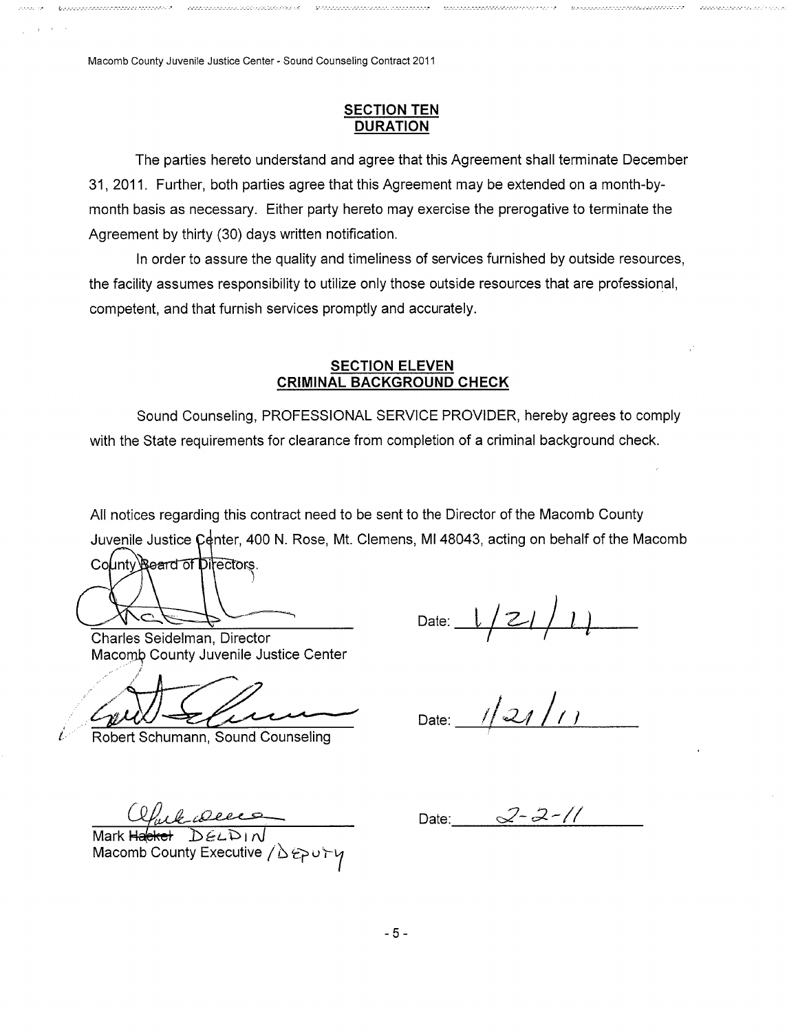## SECTION TEN
## DURATION

The parties hereto understand and agree that this Agreement shall terminate December 31, 2011. Further, both parties agree that this Agreement may be extended on a month-by-month basis as necessary. Either party hereto may exercise the prerogative to terminate the Agreement by thirty (30) days written notification.

In order to assure the quality and timeliness of services furnished by outside resources, the facility assumes responsibility to utilize only those outside resources that are professional, competent, and that furnish services promptly and accurately.

## SECTION ELEVEN
## CRIMINAL BACKGROUND CHECK

Sound Counseling, PROFESSIONAL SERVICE PROVIDER, hereby agrees to comply with the State requirements for clearance from completion of a criminal background check.

All notices regarding this contract need to be sent to the Director of the Macomb County Juvenile Justice Center, 400 N. Rose, Mt. Clemens, MI 48043, acting on behalf of the Macomb County Board of Directors.

Charles Seidelman, Director
Macomb County Juvenile Justice Center

Date: 1/21/11

Robert Schumann, Sound Counseling

Date: 1/21/11

Mark ~~Hackel~~ DELDIN
Macomb County Executive / DEPUTY

Date: 2-2-11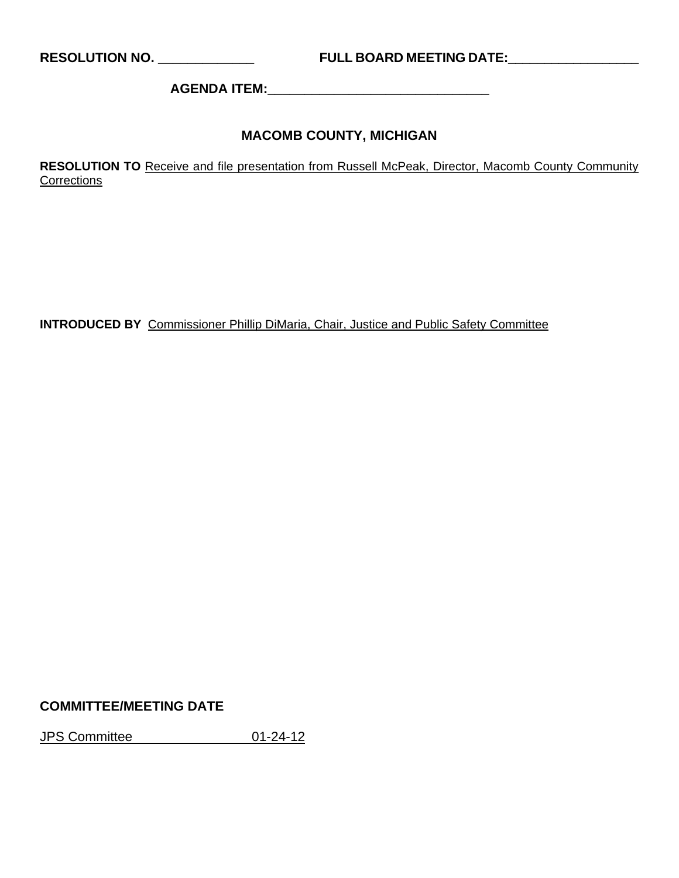**RESOLUTION NO. _____________** **FULL BOARD MEETING DATE:__________________**

**AGENDA ITEM:_______________________________**

**MACOMB COUNTY, MICHIGAN**

**RESOLUTION TO** Receive and file presentation from Russell McPeak, Director, Macomb County Community Corrections

**INTRODUCED BY** Commissioner Phillip DiMaria, Chair, Justice and Public Safety Committee

**COMMITTEE/MEETING DATE**

JPS Committee 01-24-12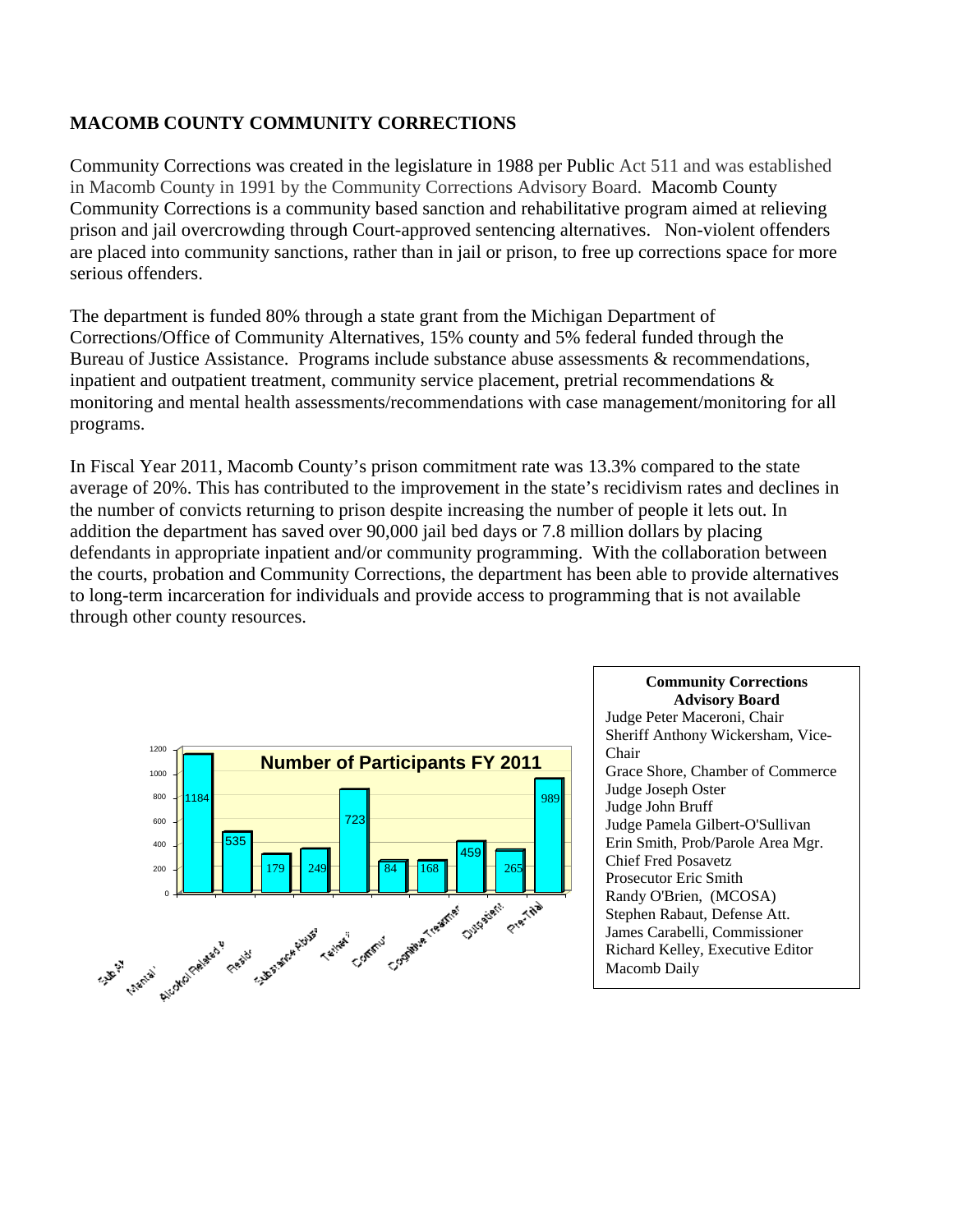## MACOMB COUNTY COMMUNITY CORRECTIONS

Community Corrections was created in the legislature in 1988 per Public Act 511 and was established in Macomb County in 1991 by the Community Corrections Advisory Board. Macomb County Community Corrections is a community based sanction and rehabilitative program aimed at relieving prison and jail overcrowding through Court-approved sentencing alternatives. Non-violent offenders are placed into community sanctions, rather than in jail or prison, to free up corrections space for more serious offenders.

The department is funded 80% through a state grant from the Michigan Department of Corrections/Office of Community Alternatives, 15% county and 5% federal funded through the Bureau of Justice Assistance. Programs include substance abuse assessments & recommendations, inpatient and outpatient treatment, community service placement, pretrial recommendations & monitoring and mental health assessments/recommendations with case management/monitoring for all programs.

In Fiscal Year 2011, Macomb County's prison commitment rate was 13.3% compared to the state average of 20%. This has contributed to the improvement in the state's recidivism rates and declines in the number of convicts returning to prison despite increasing the number of people it lets out. In addition the department has saved over 90,000 jail bed days or 7.8 million dollars by placing defendants in appropriate inpatient and/or community programming. With the collaboration between the courts, probation and Community Corrections, the department has been able to provide alternatives to long-term incarceration for individuals and provide access to programming that is not available through other county resources.

Number of Participants FY 2011

0
200
400
600
800
1000
1200

1184
535
179
249
723
84
168
459
265
989

Sub Ab
Mental
Alcohol Related
Resid
Substance Abuse
Tether
Commu
Cognitive Treatment
Outpatient
Pre-Trial

**Community Corrections Advisory Board**

Judge Peter Maceroni, Chair
Sheriff Anthony Wickersham, Vice-Chair
Grace Shore, Chamber of Commerce
Judge Joseph Oster
Judge John Bruff
Judge Pamela Gilbert-O'Sullivan
Erin Smith, Prob/Parole Area Mgr.
Chief Fred Posavetz
Prosecutor Eric Smith
Randy O'Brien, (MCOSA)
Stephen Rabaut, Defense Att.
James Carabelli, Commissioner
Richard Kelley, Executive Editor Macomb Daily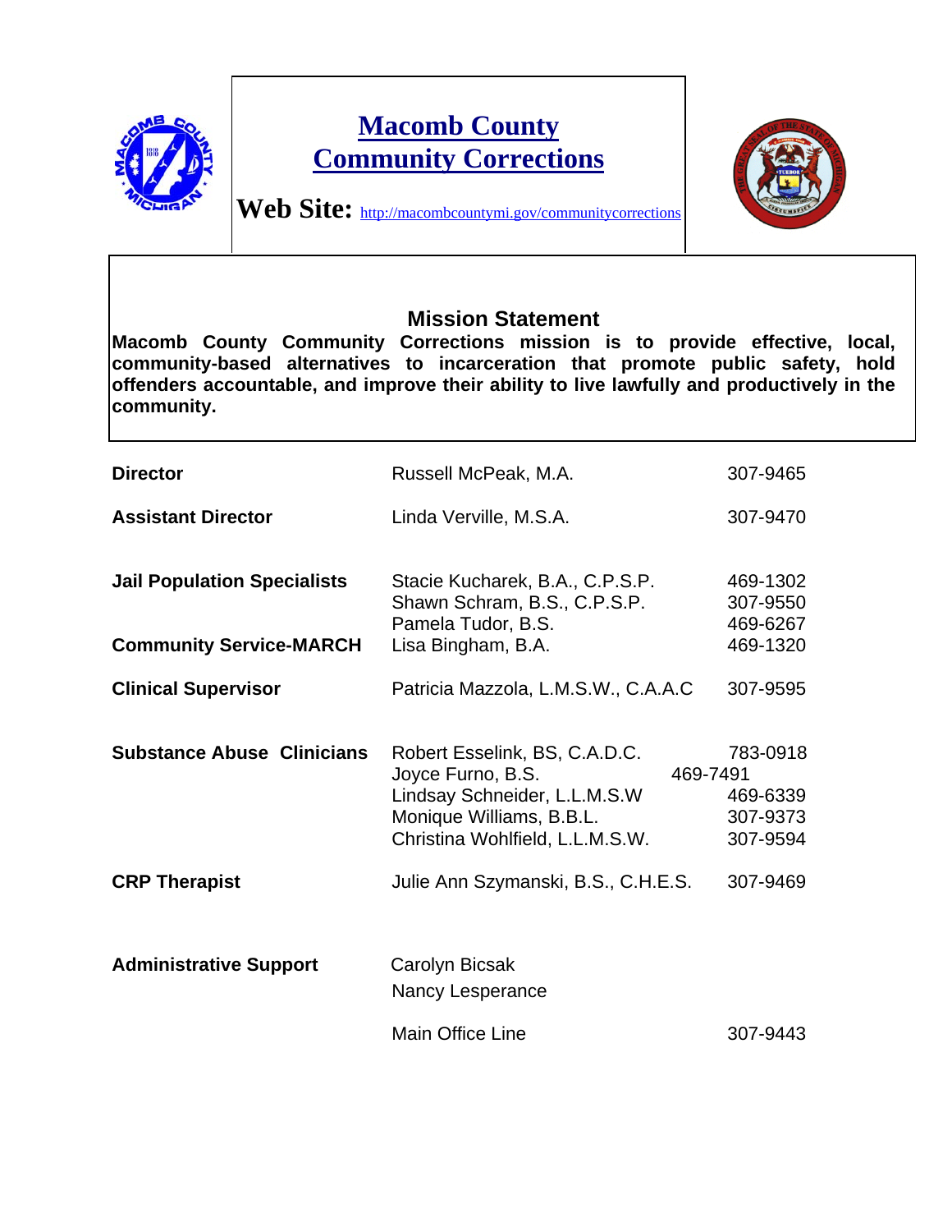# Macomb County Community Corrections

**Web Site:** http://macombcountymi.gov/communitycorrections

## Mission Statement

**Macomb County Community Corrections mission is to provide effective, local, community-based alternatives to incarceration that promote public safety, hold offenders accountable, and improve their ability to live lawfully and productively in the community.**

| | | |
|---|---|---|
| **Director** | Russell McPeak, M.A. | 307-9465 |
| **Assistant Director** | Linda Verville, M.S.A. | 307-9470 |
| **Jail Population Specialists** | Stacie Kucharek, B.A., C.P.S.P. | 469-1302 |
| | Shawn Schram, B.S., C.P.S.P. | 307-9550 |
| | Pamela Tudor, B.S. | 469-6267 |
| **Community Service-MARCH** | Lisa Bingham, B.A. | 469-1320 |
| **Clinical Supervisor** | Patricia Mazzola, L.M.S.W., C.A.A.C | 307-9595 |
| **Substance Abuse Clinicians** | Robert Esselink, BS, C.A.D.C. | 783-0918 |
| | Joyce Furno, B.S. | 469-7491 |
| | Lindsay Schneider, L.L.M.S.W | 469-6339 |
| | Monique Williams, B.B.L. | 307-9373 |
| | Christina Wohlfield, L.L.M.S.W. | 307-9594 |
| **CRP Therapist** | Julie Ann Szymanski, B.S., C.H.E.S. | 307-9469 |
| **Administrative Support** | Carolyn Bicsak | |
| | Nancy Lesperance | |
| | Main Office Line | 307-9443 |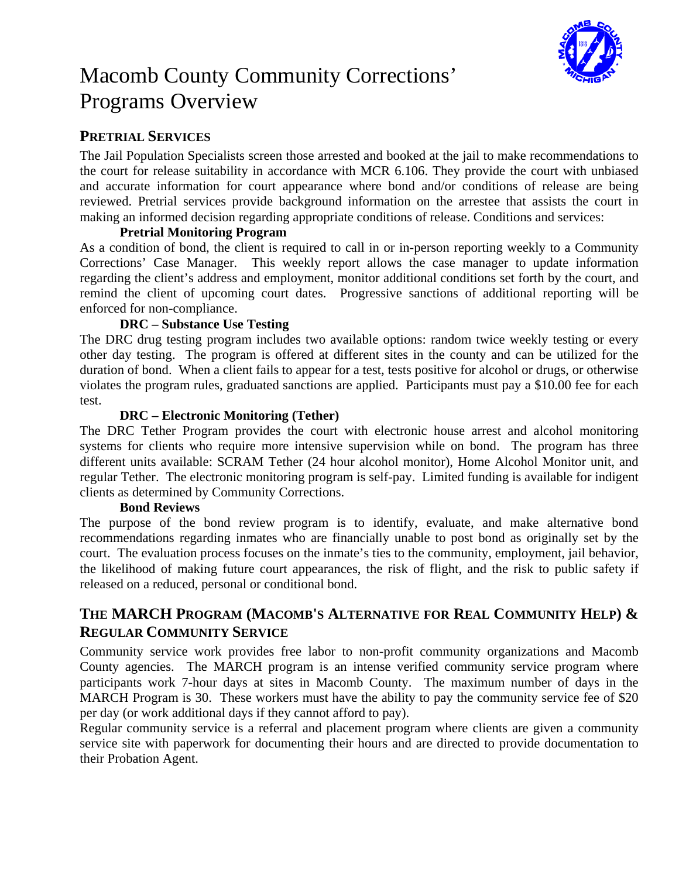# Macomb County Community Corrections' Programs Overview

## PRETRIAL SERVICES

The Jail Population Specialists screen those arrested and booked at the jail to make recommendations to the court for release suitability in accordance with MCR 6.106. They provide the court with unbiased and accurate information for court appearance where bond and/or conditions of release are being reviewed. Pretrial services provide background information on the arrestee that assists the court in making an informed decision regarding appropriate conditions of release. Conditions and services:

### Pretrial Monitoring Program

As a condition of bond, the client is required to call in or in-person reporting weekly to a Community Corrections' Case Manager. This weekly report allows the case manager to update information regarding the client's address and employment, monitor additional conditions set forth by the court, and remind the client of upcoming court dates. Progressive sanctions of additional reporting will be enforced for non-compliance.

### DRC – Substance Use Testing

The DRC drug testing program includes two available options: random twice weekly testing or every other day testing. The program is offered at different sites in the county and can be utilized for the duration of bond. When a client fails to appear for a test, tests positive for alcohol or drugs, or otherwise violates the program rules, graduated sanctions are applied. Participants must pay a $10.00 fee for each test.

### DRC – Electronic Monitoring (Tether)

The DRC Tether Program provides the court with electronic house arrest and alcohol monitoring systems for clients who require more intensive supervision while on bond. The program has three different units available: SCRAM Tether (24 hour alcohol monitor), Home Alcohol Monitor unit, and regular Tether. The electronic monitoring program is self-pay. Limited funding is available for indigent clients as determined by Community Corrections.

### Bond Reviews

The purpose of the bond review program is to identify, evaluate, and make alternative bond recommendations regarding inmates who are financially unable to post bond as originally set by the court. The evaluation process focuses on the inmate's ties to the community, employment, jail behavior, the likelihood of making future court appearances, the risk of flight, and the risk to public safety if released on a reduced, personal or conditional bond.

## THE MARCH PROGRAM (MACOMB'S ALTERNATIVE FOR REAL COMMUNITY HELP) & REGULAR COMMUNITY SERVICE

Community service work provides free labor to non-profit community organizations and Macomb County agencies. The MARCH program is an intense verified community service program where participants work 7-hour days at sites in Macomb County. The maximum number of days in the MARCH Program is 30. These workers must have the ability to pay the community service fee of $20 per day (or work additional days if they cannot afford to pay).

Regular community service is a referral and placement program where clients are given a community service site with paperwork for documenting their hours and are directed to provide documentation to their Probation Agent.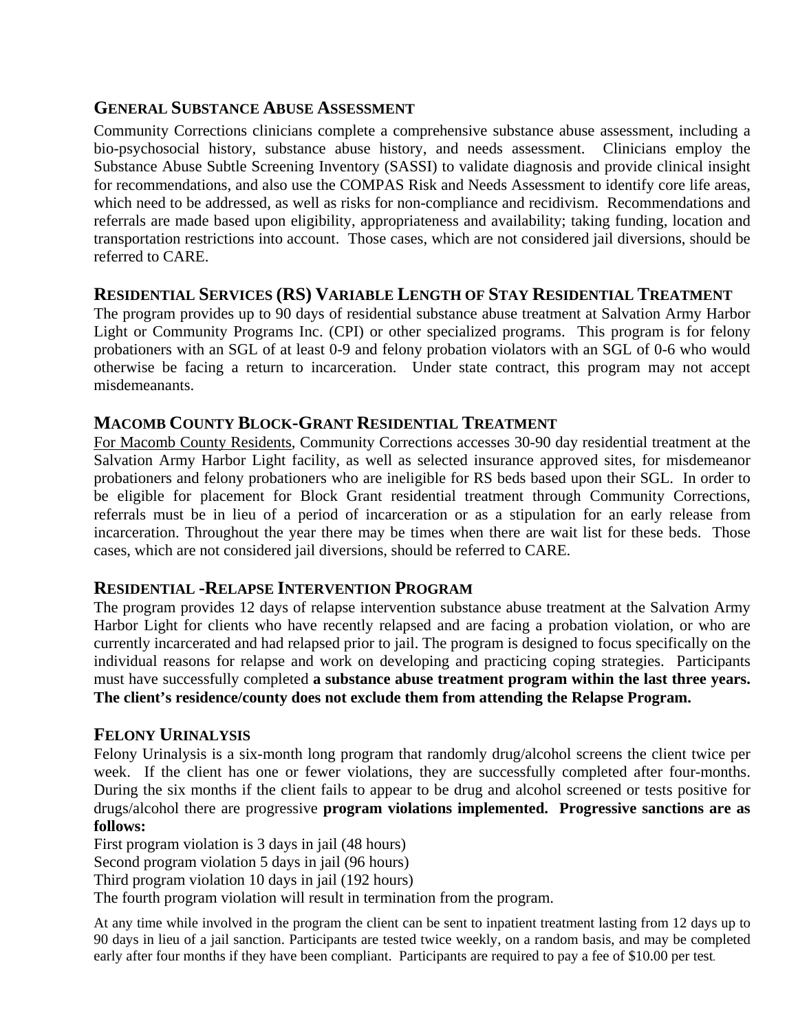## GENERAL SUBSTANCE ABUSE ASSESSMENT

Community Corrections clinicians complete a comprehensive substance abuse assessment, including a bio-psychosocial history, substance abuse history, and needs assessment. Clinicians employ the Substance Abuse Subtle Screening Inventory (SASSI) to validate diagnosis and provide clinical insight for recommendations, and also use the COMPAS Risk and Needs Assessment to identify core life areas, which need to be addressed, as well as risks for non-compliance and recidivism. Recommendations and referrals are made based upon eligibility, appropriateness and availability; taking funding, location and transportation restrictions into account. Those cases, which are not considered jail diversions, should be referred to CARE.

## RESIDENTIAL SERVICES (RS) VARIABLE LENGTH OF STAY RESIDENTIAL TREATMENT

The program provides up to 90 days of residential substance abuse treatment at Salvation Army Harbor Light or Community Programs Inc. (CPI) or other specialized programs. This program is for felony probationers with an SGL of at least 0-9 and felony probation violators with an SGL of 0-6 who would otherwise be facing a return to incarceration. Under state contract, this program may not accept misdemeanants.

## MACOMB COUNTY BLOCK-GRANT RESIDENTIAL TREATMENT

For Macomb County Residents, Community Corrections accesses 30-90 day residential treatment at the Salvation Army Harbor Light facility, as well as selected insurance approved sites, for misdemeanor probationers and felony probationers who are ineligible for RS beds based upon their SGL. In order to be eligible for placement for Block Grant residential treatment through Community Corrections, referrals must be in lieu of a period of incarceration or as a stipulation for an early release from incarceration. Throughout the year there may be times when there are wait list for these beds. Those cases, which are not considered jail diversions, should be referred to CARE.

## RESIDENTIAL -RELAPSE INTERVENTION PROGRAM

The program provides 12 days of relapse intervention substance abuse treatment at the Salvation Army Harbor Light for clients who have recently relapsed and are facing a probation violation, or who are currently incarcerated and had relapsed prior to jail. The program is designed to focus specifically on the individual reasons for relapse and work on developing and practicing coping strategies. Participants must have successfully completed **a substance abuse treatment program within the last three years. The client's residence/county does not exclude them from attending the Relapse Program.**

## FELONY URINALYSIS

Felony Urinalysis is a six-month long program that randomly drug/alcohol screens the client twice per week. If the client has one or fewer violations, they are successfully completed after four-months. During the six months if the client fails to appear to be drug and alcohol screened or tests positive for drugs/alcohol there are progressive **program violations implemented. Progressive sanctions are as follows:**

First program violation is 3 days in jail (48 hours)
Second program violation 5 days in jail (96 hours)
Third program violation 10 days in jail (192 hours)
The fourth program violation will result in termination from the program.

At any time while involved in the program the client can be sent to inpatient treatment lasting from 12 days up to 90 days in lieu of a jail sanction. Participants are tested twice weekly, on a random basis, and may be completed early after four months if they have been compliant. Participants are required to pay a fee of $10.00 per test.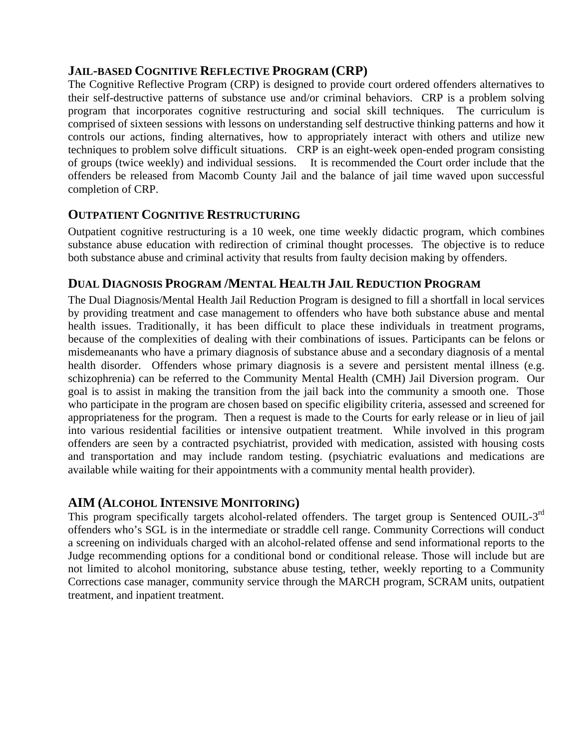## JAIL-BASED COGNITIVE REFLECTIVE PROGRAM (CRP)

The Cognitive Reflective Program (CRP) is designed to provide court ordered offenders alternatives to their self-destructive patterns of substance use and/or criminal behaviors. CRP is a problem solving program that incorporates cognitive restructuring and social skill techniques. The curriculum is comprised of sixteen sessions with lessons on understanding self destructive thinking patterns and how it controls our actions, finding alternatives, how to appropriately interact with others and utilize new techniques to problem solve difficult situations. CRP is an eight-week open-ended program consisting of groups (twice weekly) and individual sessions. It is recommended the Court order include that the offenders be released from Macomb County Jail and the balance of jail time waved upon successful completion of CRP.

## OUTPATIENT COGNITIVE RESTRUCTURING

Outpatient cognitive restructuring is a 10 week, one time weekly didactic program, which combines substance abuse education with redirection of criminal thought processes. The objective is to reduce both substance abuse and criminal activity that results from faulty decision making by offenders.

## DUAL DIAGNOSIS PROGRAM /MENTAL HEALTH JAIL REDUCTION PROGRAM

The Dual Diagnosis/Mental Health Jail Reduction Program is designed to fill a shortfall in local services by providing treatment and case management to offenders who have both substance abuse and mental health issues. Traditionally, it has been difficult to place these individuals in treatment programs, because of the complexities of dealing with their combinations of issues. Participants can be felons or misdemeanants who have a primary diagnosis of substance abuse and a secondary diagnosis of a mental health disorder. Offenders whose primary diagnosis is a severe and persistent mental illness (e.g. schizophrenia) can be referred to the Community Mental Health (CMH) Jail Diversion program. Our goal is to assist in making the transition from the jail back into the community a smooth one. Those who participate in the program are chosen based on specific eligibility criteria, assessed and screened for appropriateness for the program. Then a request is made to the Courts for early release or in lieu of jail into various residential facilities or intensive outpatient treatment. While involved in this program offenders are seen by a contracted psychiatrist, provided with medication, assisted with housing costs and transportation and may include random testing. (psychiatric evaluations and medications are available while waiting for their appointments with a community mental health provider).

## AIM (ALCOHOL INTENSIVE MONITORING)

This program specifically targets alcohol-related offenders. The target group is Sentenced OUIL-3rd offenders who's SGL is in the intermediate or straddle cell range. Community Corrections will conduct a screening on individuals charged with an alcohol-related offense and send informational reports to the Judge recommending options for a conditional bond or conditional release. Those will include but are not limited to alcohol monitoring, substance abuse testing, tether, weekly reporting to a Community Corrections case manager, community service through the MARCH program, SCRAM units, outpatient treatment, and inpatient treatment.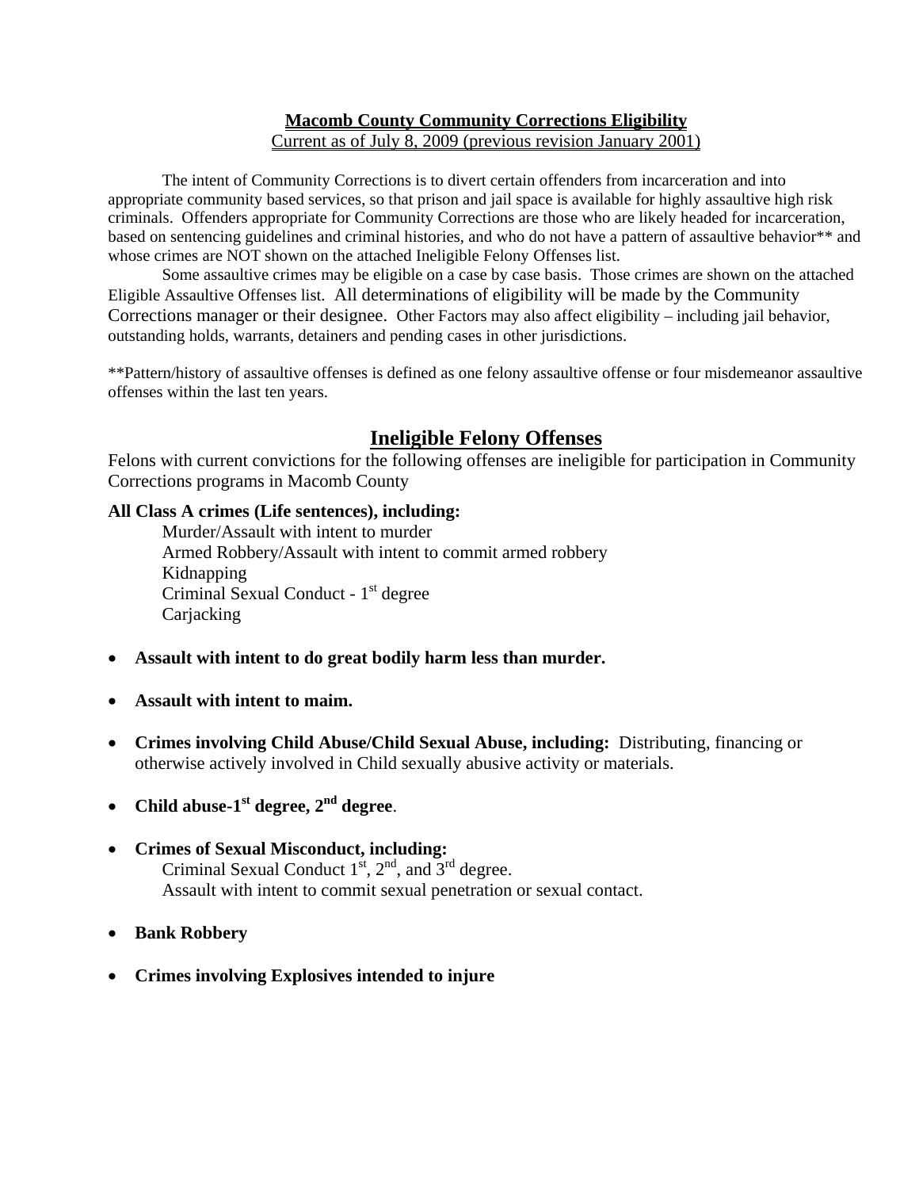**Macomb County Community Corrections Eligibility**

Current as of July 8, 2009 (previous revision January 2001)

The intent of Community Corrections is to divert certain offenders from incarceration and into appropriate community based services, so that prison and jail space is available for highly assaultive high risk criminals. Offenders appropriate for Community Corrections are those who are likely headed for incarceration, based on sentencing guidelines and criminal histories, and who do not have a pattern of assaultive behavior** and whose crimes are NOT shown on the attached Ineligible Felony Offenses list.

Some assaultive crimes may be eligible on a case by case basis. Those crimes are shown on the attached Eligible Assaultive Offenses list. All determinations of eligibility will be made by the Community Corrections manager or their designee. Other Factors may also affect eligibility – including jail behavior, outstanding holds, warrants, detainers and pending cases in other jurisdictions.

**Pattern/history of assaultive offenses is defined as one felony assaultive offense or four misdemeanor assaultive offenses within the last ten years.

## Ineligible Felony Offenses

Felons with current convictions for the following offenses are ineligible for participation in Community Corrections programs in Macomb County

**All Class A crimes (Life sentences), including:**

- Murder/Assault with intent to murder
- Armed Robbery/Assault with intent to commit armed robbery
- Kidnapping
- Criminal Sexual Conduct - 1st degree
- Carjacking

- **Assault with intent to do great bodily harm less than murder.**
- **Assault with intent to maim.**
- **Crimes involving Child Abuse/Child Sexual Abuse, including:** Distributing, financing or otherwise actively involved in Child sexually abusive activity or materials.
- **Child abuse-1st degree, 2nd degree**.
- **Crimes of Sexual Misconduct, including:**
  - Criminal Sexual Conduct 1st, 2nd, and 3rd degree.
  - Assault with intent to commit sexual penetration or sexual contact.
- **Bank Robbery**
- **Crimes involving Explosives intended to injure**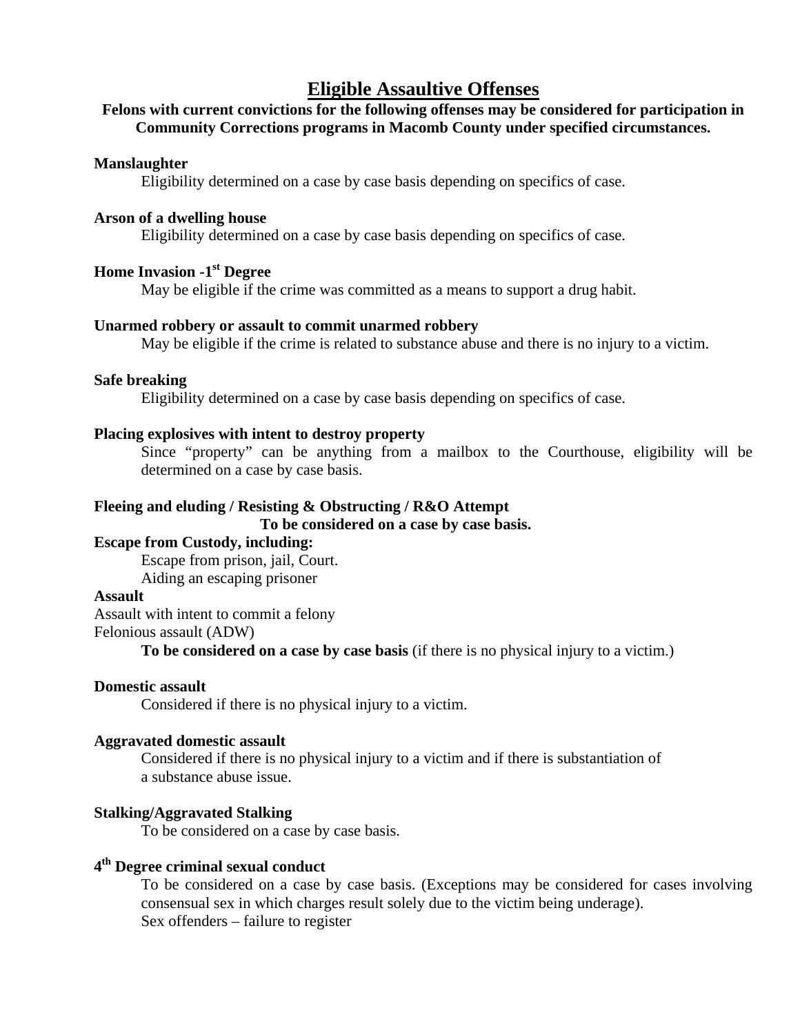# Eligible Assaultive Offenses

**Felons with current convictions for the following offenses may be considered for participation in Community Corrections programs in Macomb County under specified circumstances.**

**Manslaughter**

Eligibility determined on a case by case basis depending on specifics of case.

**Arson of a dwelling house**

Eligibility determined on a case by case basis depending on specifics of case.

**Home Invasion -1st Degree**

May be eligible if the crime was committed as a means to support a drug habit.

**Unarmed robbery or assault to commit unarmed robbery**

May be eligible if the crime is related to substance abuse and there is no injury to a victim.

**Safe breaking**

Eligibility determined on a case by case basis depending on specifics of case.

**Placing explosives with intent to destroy property**

Since "property" can be anything from a mailbox to the Courthouse, eligibility will be determined on a case by case basis.

**Fleeing and eluding / Resisting & Obstructing / R&O Attempt**

**To be considered on a case by case basis.**

**Escape from Custody, including:**

Escape from prison, jail, Court.
Aiding an escaping prisoner

**Assault**

Assault with intent to commit a felony
Felonious assault (ADW)

**To be considered on a case by case basis** (if there is no physical injury to a victim.)

**Domestic assault**

Considered if there is no physical injury to a victim.

**Aggravated domestic assault**

Considered if there is no physical injury to a victim and if there is substantiation of a substance abuse issue.

**Stalking/Aggravated Stalking**

To be considered on a case by case basis.

**4th Degree criminal sexual conduct**

To be considered on a case by case basis. (Exceptions may be considered for cases involving consensual sex in which charges result solely due to the victim being underage).
Sex offenders – failure to register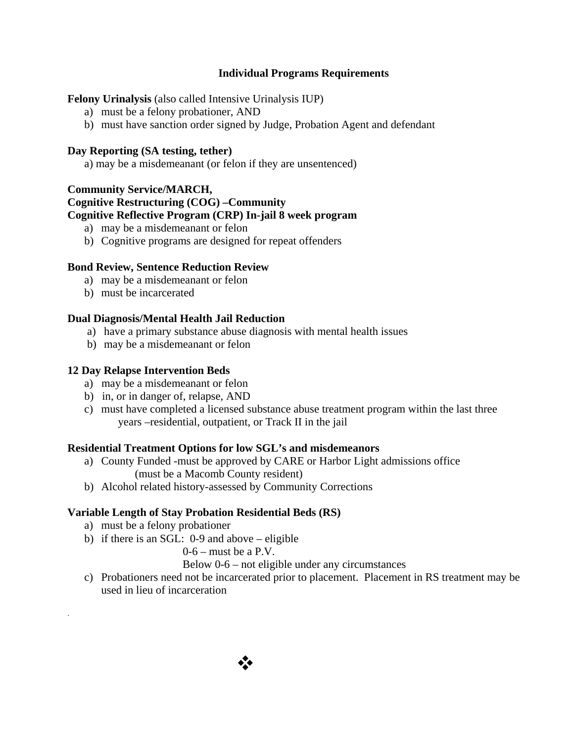## Individual Programs Requirements

**Felony Urinalysis** (also called Intensive Urinalysis IUP)

a) must be a felony probationer, AND
b) must have sanction order signed by Judge, Probation Agent and defendant

**Day Reporting (SA testing, tether)**

a) may be a misdemeanant (or felon if they are unsentenced)

**Community Service/MARCH,**
**Cognitive Restructuring (COG) –Community**
**Cognitive Reflective Program (CRP) In-jail 8 week program**

a) may be a misdemeanant or felon
b) Cognitive programs are designed for repeat offenders

**Bond Review, Sentence Reduction Review**

a) may be a misdemeanant or felon
b) must be incarcerated

**Dual Diagnosis/Mental Health Jail Reduction**

a) have a primary substance abuse diagnosis with mental health issues
b) may be a misdemeanant or felon

**12 Day Relapse Intervention Beds**

a) may be a misdemeanant or felon
b) in, or in danger of, relapse, AND
c) must have completed a licensed substance abuse treatment program within the last three years –residential, outpatient, or Track II in the jail

**Residential Treatment Options for low SGL's and misdemeanors**

a) County Funded -must be approved by CARE or Harbor Light admissions office (must be a Macomb County resident)
b) Alcohol related history-assessed by Community Corrections

**Variable Length of Stay Probation Residential Beds (RS)**

a) must be a felony probationer
b) if there is an SGL: 0-9 and above – eligible
   0-6 – must be a P.V.
   Below 0-6 – not eligible under any circumstances
c) Probationers need not be incarcerated prior to placement. Placement in RS treatment may be used in lieu of incarceration

❖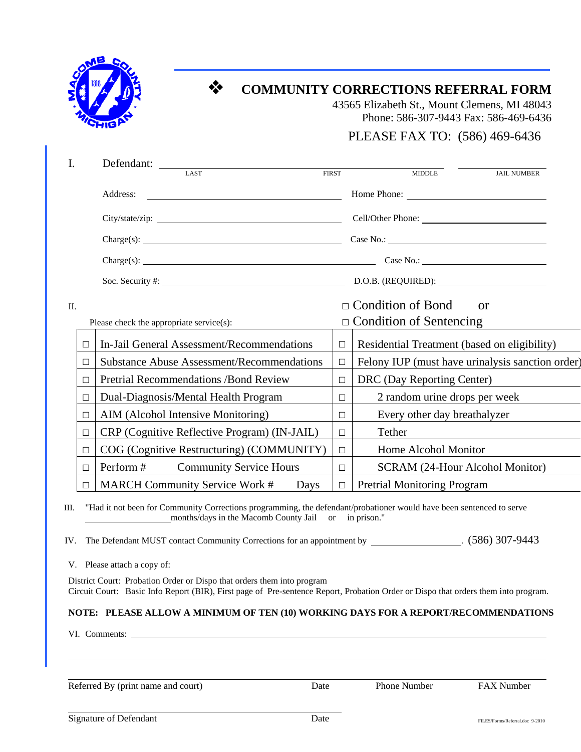# ❖ COMMUNITY CORRECTIONS REFERRAL FORM

43565 Elizabeth St., Mount Clemens, MI 48043
Phone: 586-307-9443 Fax: 586-469-6436

PLEASE FAX TO: (586) 469-6436

I. Defendant: ______________________________ ______________
LAST FIRST MIDDLE JAIL NUMBER

Address: ______________________ Home Phone: ______________________

City/state/zip: ______________________ Cell/Other Phone: ______________________

Charge(s): ______________________ Case No.: ______________________

Charge(s): ______________________ Case No.: ______________________

Soc. Security #: ______________________ D.O.B. (REQUIRED): ______________________

II. □ Condition of Bond or

Please check the appropriate service(s): □ Condition of Sentencing

| | | | |
|---|---|---|---|
| □ | In-Jail General Assessment/Recommendations | □ | Residential Treatment (based on eligibility) |
| □ | Substance Abuse Assessment/Recommendations | □ | Felony IUP (must have urinalysis sanction order) |
| □ | Pretrial Recommendations /Bond Review | □ | DRC (Day Reporting Center) |
| □ | Dual-Diagnosis/Mental Health Program | □ | 2 random urine drops per week |
| □ | AIM (Alcohol Intensive Monitoring) | □ | Every other day breathalyzer |
| □ | CRP (Cognitive Reflective Program) (IN-JAIL) | □ | Tether |
| □ | COG (Cognitive Restructuring) (COMMUNITY) | □ | Home Alcohol Monitor |
| □ | Perform # Community Service Hours | □ | SCRAM (24-Hour Alcohol Monitor) |
| □ | MARCH Community Service Work # Days | □ | Pretrial Monitoring Program |

III. "Had it not been for Community Corrections programming, the defendant/probationer would have been sentenced to serve ______________ months/days in the Macomb County Jail or in prison."

IV. The Defendant MUST contact Community Corrections for an appointment by ______________. (586) 307-9443

V. Please attach a copy of:

District Court: Probation Order or Dispo that orders them into program
Circuit Court: Basic Info Report (BIR), First page of Pre-sentence Report, Probation Order or Dispo that orders them into program.

**NOTE: PLEASE ALLOW A MINIMUM OF TEN (10) WORKING DAYS FOR A REPORT/RECOMMENDATIONS**

VI. Comments: ______________________________________________

______________________________________________

______________________________________________
Referred By (print name and court) Date Phone Number FAX Number

______________________________________________
Signature of Defendant Date

FILES/Forms/Referral.doc 9-2010